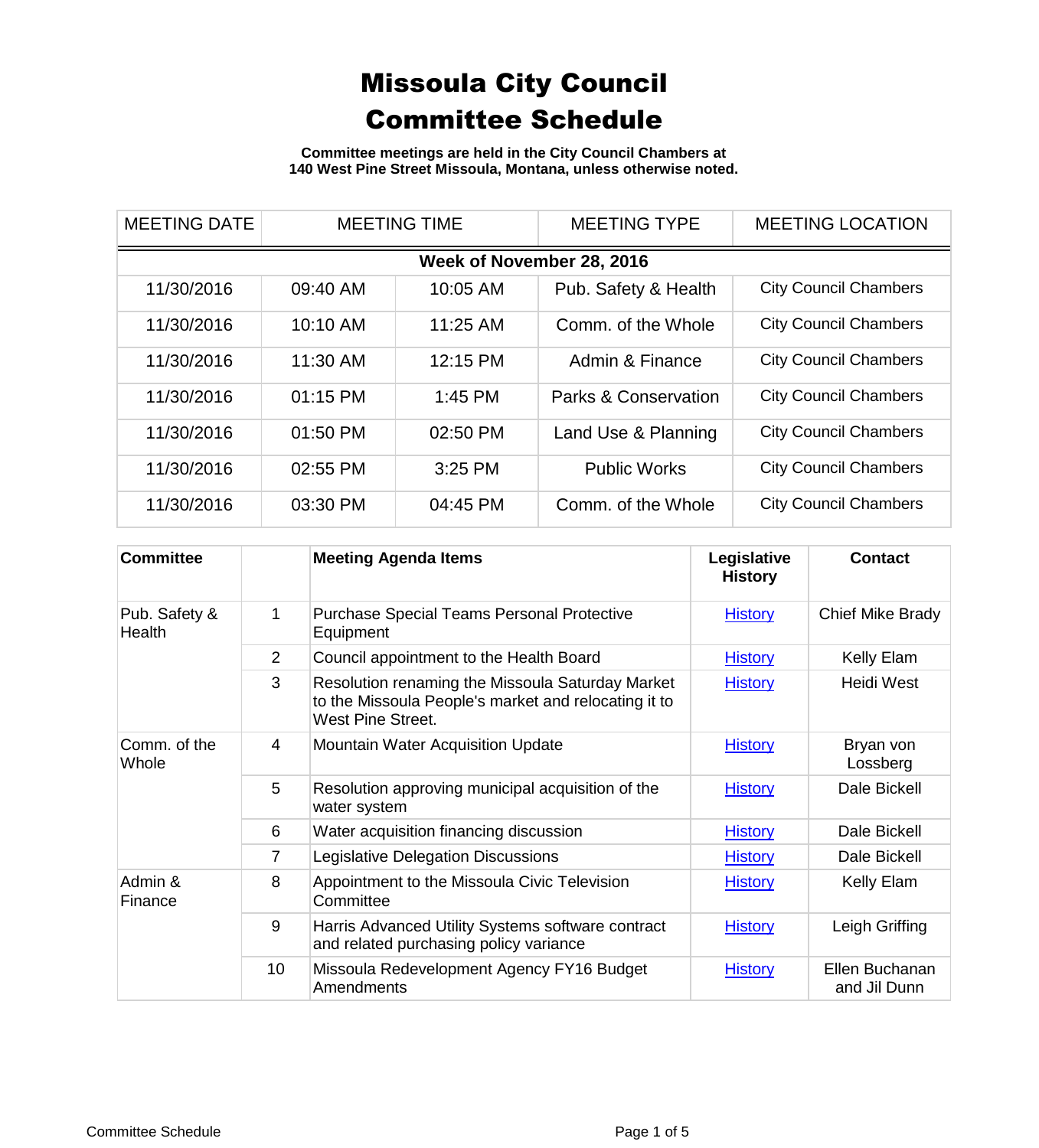# Missoula City Council Committee Schedule

**Committee meetings are held in the City Council Chambers at 140 West Pine Street Missoula, Montana, unless otherwise noted.**

| MEETING DATE | MEETING TIME | | MEETING TYPE | MEETING LOCATION |
|---|---|---|---|---|
| **Week of November 28, 2016** | | | | |
| 11/30/2016 | 09:40 AM | 10:05 AM | Pub. Safety & Health | City Council Chambers |
| 11/30/2016 | 10:10 AM | 11:25 AM | Comm. of the Whole | City Council Chambers |
| 11/30/2016 | 11:30 AM | 12:15 PM | Admin & Finance | City Council Chambers |
| 11/30/2016 | 01:15 PM | 1:45 PM | Parks & Conservation | City Council Chambers |
| 11/30/2016 | 01:50 PM | 02:50 PM | Land Use & Planning | City Council Chambers |
| 11/30/2016 | 02:55 PM | 3:25 PM | Public Works | City Council Chambers |
| 11/30/2016 | 03:30 PM | 04:45 PM | Comm. of the Whole | City Council Chambers |

| Committee | | Meeting Agenda Items | Legislative History | Contact |
|---|---|---|---|---|
| Pub. Safety & Health | 1 | Purchase Special Teams Personal Protective Equipment | History | Chief Mike Brady |
| | 2 | Council appointment to the Health Board | History | Kelly Elam |
| | 3 | Resolution renaming the Missoula Saturday Market to the Missoula People's market and relocating it to West Pine Street. | History | Heidi West |
| Comm. of the Whole | 4 | Mountain Water Acquisition Update | History | Bryan von Lossberg |
| | 5 | Resolution approving municipal acquisition of the water system | History | Dale Bickell |
| | 6 | Water acquisition financing discussion | History | Dale Bickell |
| | 7 | Legislative Delegation Discussions | History | Dale Bickell |
| Admin & Finance | 8 | Appointment to the Missoula Civic Television Committee | History | Kelly Elam |
| | 9 | Harris Advanced Utility Systems software contract and related purchasing policy variance | History | Leigh Griffing |
| | 10 | Missoula Redevelopment Agency FY16 Budget Amendments | History | Ellen Buchanan and Jil Dunn |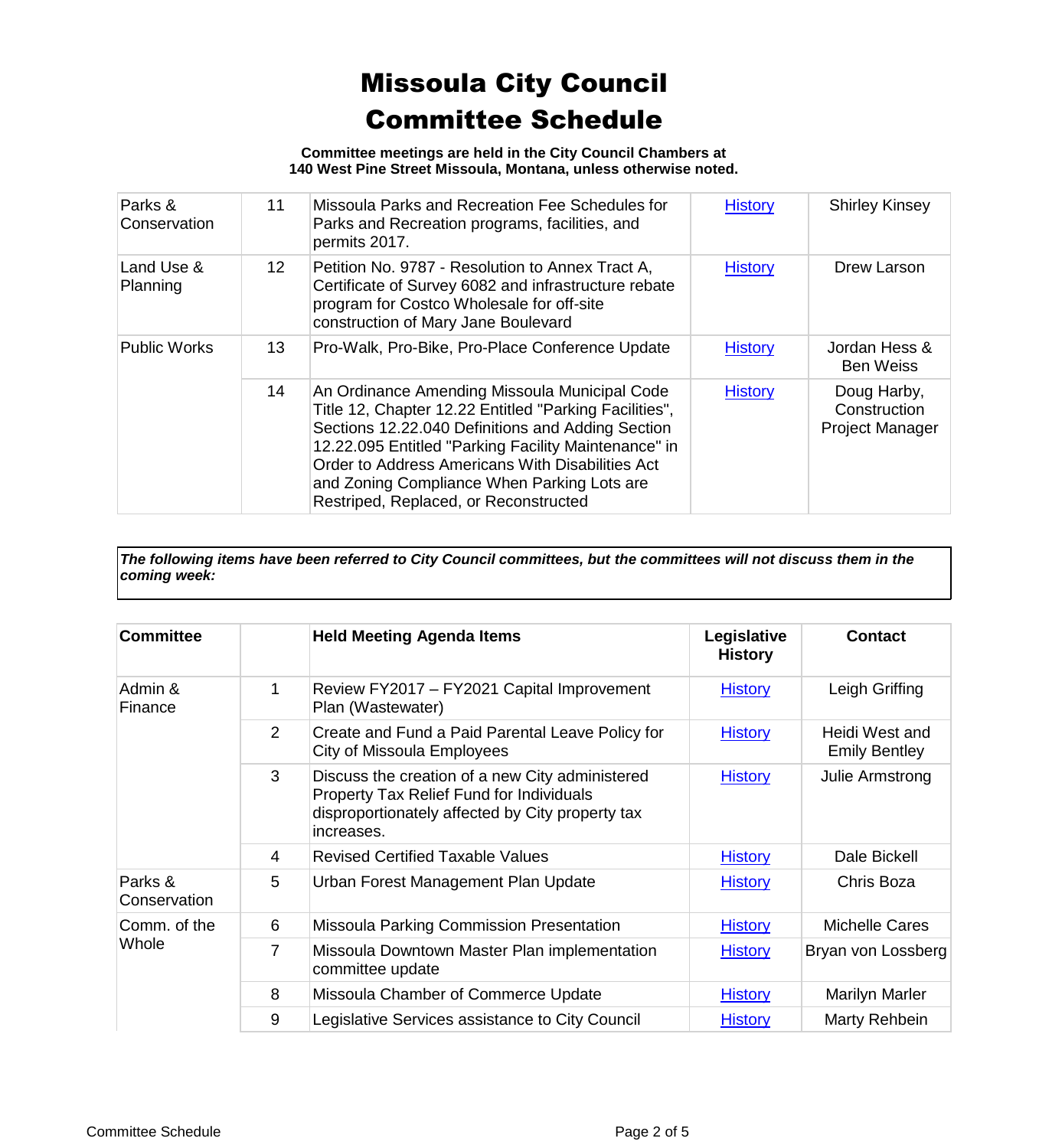# Missoula City Council
# Committee Schedule

**Committee meetings are held in the City Council Chambers at 140 West Pine Street Missoula, Montana, unless otherwise noted.**

| | | | | |
|---|---|---|---|---|
| Parks & Conservation | 11 | Missoula Parks and Recreation Fee Schedules for Parks and Recreation programs, facilities, and permits 2017. | History | Shirley Kinsey |
| Land Use & Planning | 12 | Petition No. 9787 - Resolution to Annex Tract A, Certificate of Survey 6082 and infrastructure rebate program for Costco Wholesale for off-site construction of Mary Jane Boulevard | History | Drew Larson |
| Public Works | 13 | Pro-Walk, Pro-Bike, Pro-Place Conference Update | History | Jordan Hess & Ben Weiss |
| | 14 | An Ordinance Amending Missoula Municipal Code Title 12, Chapter 12.22 Entitled "Parking Facilities", Sections 12.22.040 Definitions and Adding Section 12.22.095 Entitled "Parking Facility Maintenance" in Order to Address Americans With Disabilities Act and Zoning Compliance When Parking Lots are Restriped, Replaced, or Reconstructed | History | Doug Harby, Construction Project Manager |

***The following items have been referred to City Council committees, but the committees will not discuss them in the coming week:***

| Committee | | Held Meeting Agenda Items | Legislative History | Contact |
|---|---|---|---|---|
| Admin & Finance | 1 | Review FY2017 – FY2021 Capital Improvement Plan (Wastewater) | History | Leigh Griffing |
| | 2 | Create and Fund a Paid Parental Leave Policy for City of Missoula Employees | History | Heidi West and Emily Bentley |
| | 3 | Discuss the creation of a new City administered Property Tax Relief Fund for Individuals disproportionately affected by City property tax increases. | History | Julie Armstrong |
| | 4 | Revised Certified Taxable Values | History | Dale Bickell |
| Parks & Conservation | 5 | Urban Forest Management Plan Update | History | Chris Boza |
| Comm. of the Whole | 6 | Missoula Parking Commission Presentation | History | Michelle Cares |
| | 7 | Missoula Downtown Master Plan implementation committee update | History | Bryan von Lossberg |
| | 8 | Missoula Chamber of Commerce Update | History | Marilyn Marler |
| | 9 | Legislative Services assistance to City Council | History | Marty Rehbein |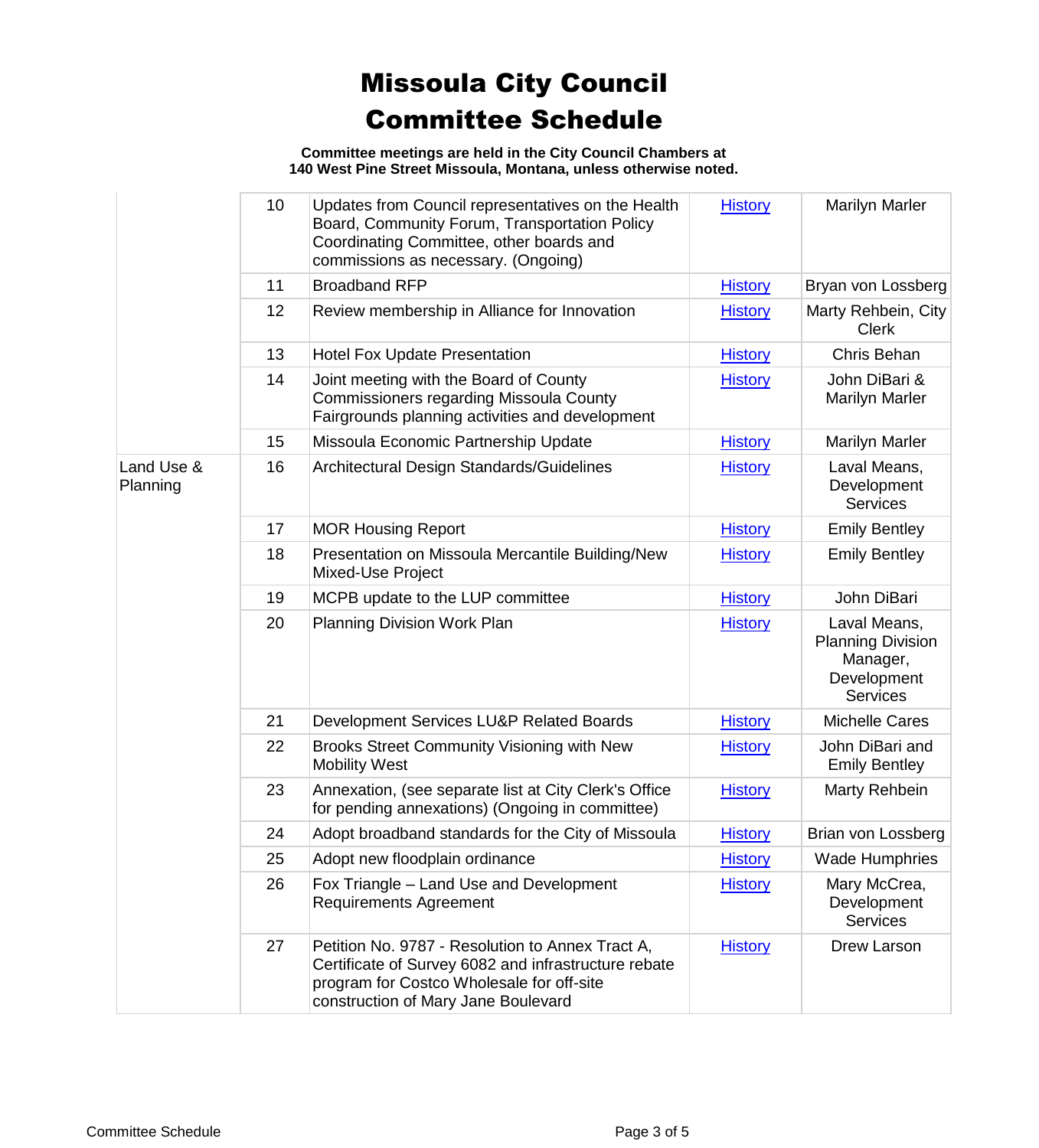# Missoula City Council Committee Schedule

**Committee meetings are held in the City Council Chambers at 140 West Pine Street Missoula, Montana, unless otherwise noted.**

| | | | | |
|---|---|---|---|---|
| | 10 | Updates from Council representatives on the Health Board, Community Forum, Transportation Policy Coordinating Committee, other boards and commissions as necessary. (Ongoing) | History | Marilyn Marler |
| | 11 | Broadband RFP | History | Bryan von Lossberg |
| | 12 | Review membership in Alliance for Innovation | History | Marty Rehbein, City Clerk |
| | 13 | Hotel Fox Update Presentation | History | Chris Behan |
| | 14 | Joint meeting with the Board of County Commissioners regarding Missoula County Fairgrounds planning activities and development | History | John DiBari & Marilyn Marler |
| | 15 | Missoula Economic Partnership Update | History | Marilyn Marler |
| Land Use & Planning | 16 | Architectural Design Standards/Guidelines | History | Laval Means, Development Services |
| | 17 | MOR Housing Report | History | Emily Bentley |
| | 18 | Presentation on Missoula Mercantile Building/New Mixed-Use Project | History | Emily Bentley |
| | 19 | MCPB update to the LUP committee | History | John DiBari |
| | 20 | Planning Division Work Plan | History | Laval Means, Planning Division Manager, Development Services |
| | 21 | Development Services LU&P Related Boards | History | Michelle Cares |
| | 22 | Brooks Street Community Visioning with New Mobility West | History | John DiBari and Emily Bentley |
| | 23 | Annexation, (see separate list at City Clerk's Office for pending annexations) (Ongoing in committee) | History | Marty Rehbein |
| | 24 | Adopt broadband standards for the City of Missoula | History | Brian von Lossberg |
| | 25 | Adopt new floodplain ordinance | History | Wade Humphries |
| | 26 | Fox Triangle – Land Use and Development Requirements Agreement | History | Mary McCrea, Development Services |
| | 27 | Petition No. 9787 - Resolution to Annex Tract A, Certificate of Survey 6082 and infrastructure rebate program for Costco Wholesale for off-site construction of Mary Jane Boulevard | History | Drew Larson |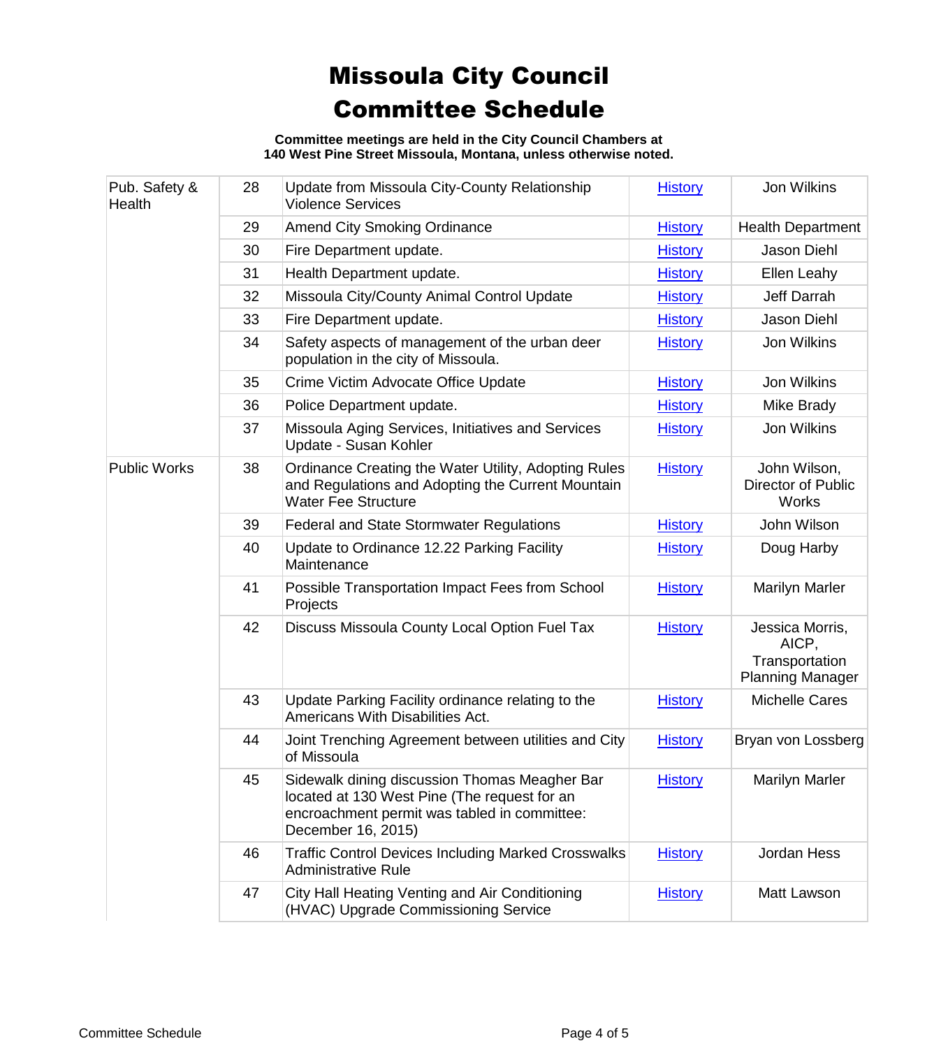# Missoula City Council
# Committee Schedule

**Committee meetings are held in the City Council Chambers at 140 West Pine Street Missoula, Montana, unless otherwise noted.**

| | | | | |
|---|---|---|---|---|
| Pub. Safety & Health | 28 | Update from Missoula City-County Relationship Violence Services | History | Jon Wilkins |
| | 29 | Amend City Smoking Ordinance | History | Health Department |
| | 30 | Fire Department update. | History | Jason Diehl |
| | 31 | Health Department update. | History | Ellen Leahy |
| | 32 | Missoula City/County Animal Control Update | History | Jeff Darrah |
| | 33 | Fire Department update. | History | Jason Diehl |
| | 34 | Safety aspects of management of the urban deer population in the city of Missoula. | History | Jon Wilkins |
| | 35 | Crime Victim Advocate Office Update | History | Jon Wilkins |
| | 36 | Police Department update. | History | Mike Brady |
| | 37 | Missoula Aging Services, Initiatives and Services Update - Susan Kohler | History | Jon Wilkins |
| Public Works | 38 | Ordinance Creating the Water Utility, Adopting Rules and Regulations and Adopting the Current Mountain Water Fee Structure | History | John Wilson, Director of Public Works |
| | 39 | Federal and State Stormwater Regulations | History | John Wilson |
| | 40 | Update to Ordinance 12.22 Parking Facility Maintenance | History | Doug Harby |
| | 41 | Possible Transportation Impact Fees from School Projects | History | Marilyn Marler |
| | 42 | Discuss Missoula County Local Option Fuel Tax | History | Jessica Morris, AICP, Transportation Planning Manager |
| | 43 | Update Parking Facility ordinance relating to the Americans With Disabilities Act. | History | Michelle Cares |
| | 44 | Joint Trenching Agreement between utilities and City of Missoula | History | Bryan von Lossberg |
| | 45 | Sidewalk dining discussion Thomas Meagher Bar located at 130 West Pine (The request for an encroachment permit was tabled in committee: December 16, 2015) | History | Marilyn Marler |
| | 46 | Traffic Control Devices Including Marked Crosswalks Administrative Rule | History | Jordan Hess |
| | 47 | City Hall Heating Venting and Air Conditioning (HVAC) Upgrade Commissioning Service | History | Matt Lawson |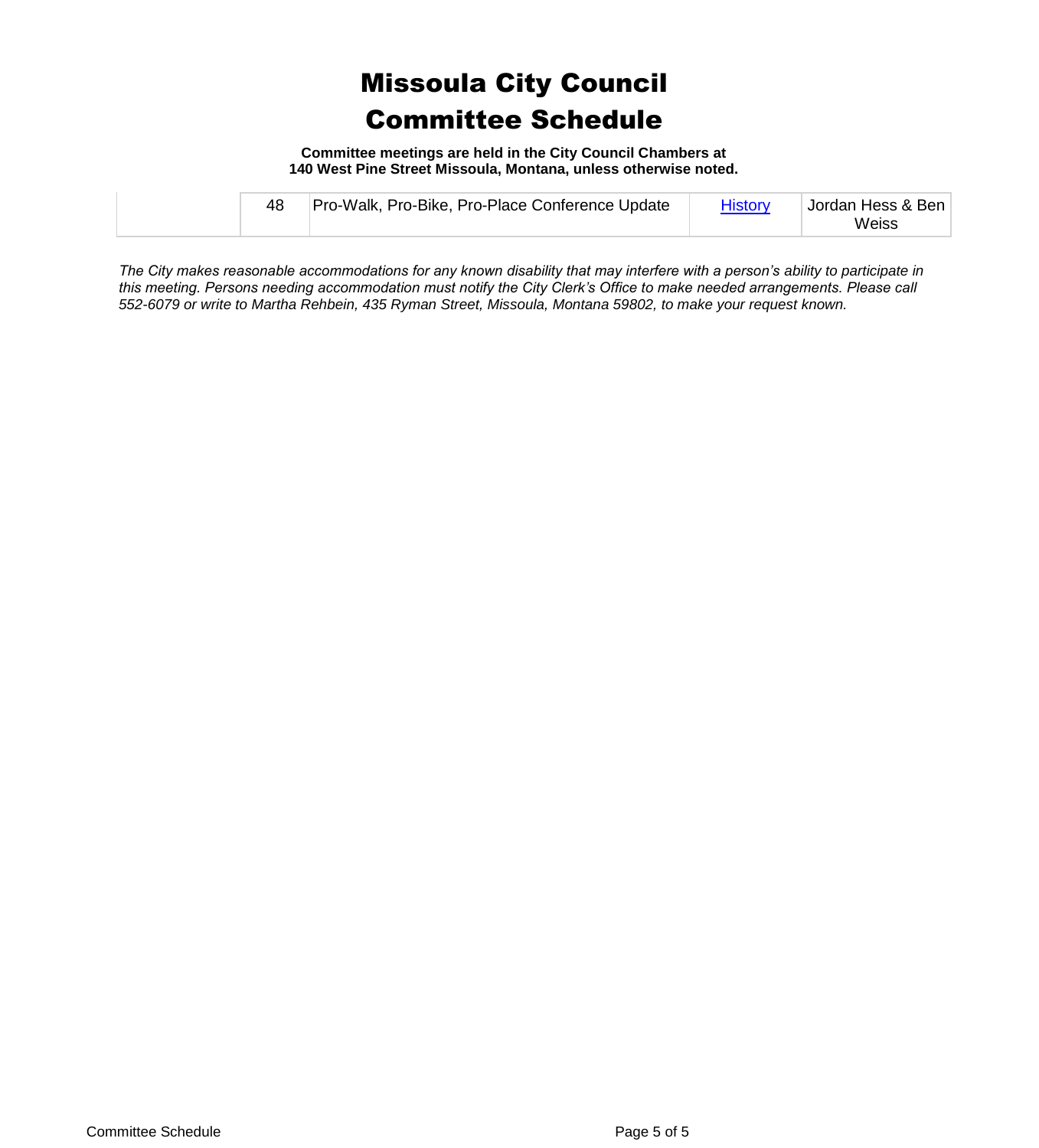# Missoula City Council
# Committee Schedule

**Committee meetings are held in the City Council Chambers at 140 West Pine Street Missoula, Montana, unless otherwise noted.**

| | | | | |
|---|---|---|---|---|
| | 48 | Pro-Walk, Pro-Bike, Pro-Place Conference Update | History | Jordan Hess & Ben Weiss |

*The City makes reasonable accommodations for any known disability that may interfere with a person's ability to participate in this meeting. Persons needing accommodation must notify the City Clerk's Office to make needed arrangements. Please call 552-6079 or write to Martha Rehbein, 435 Ryman Street, Missoula, Montana 59802, to make your request known.*